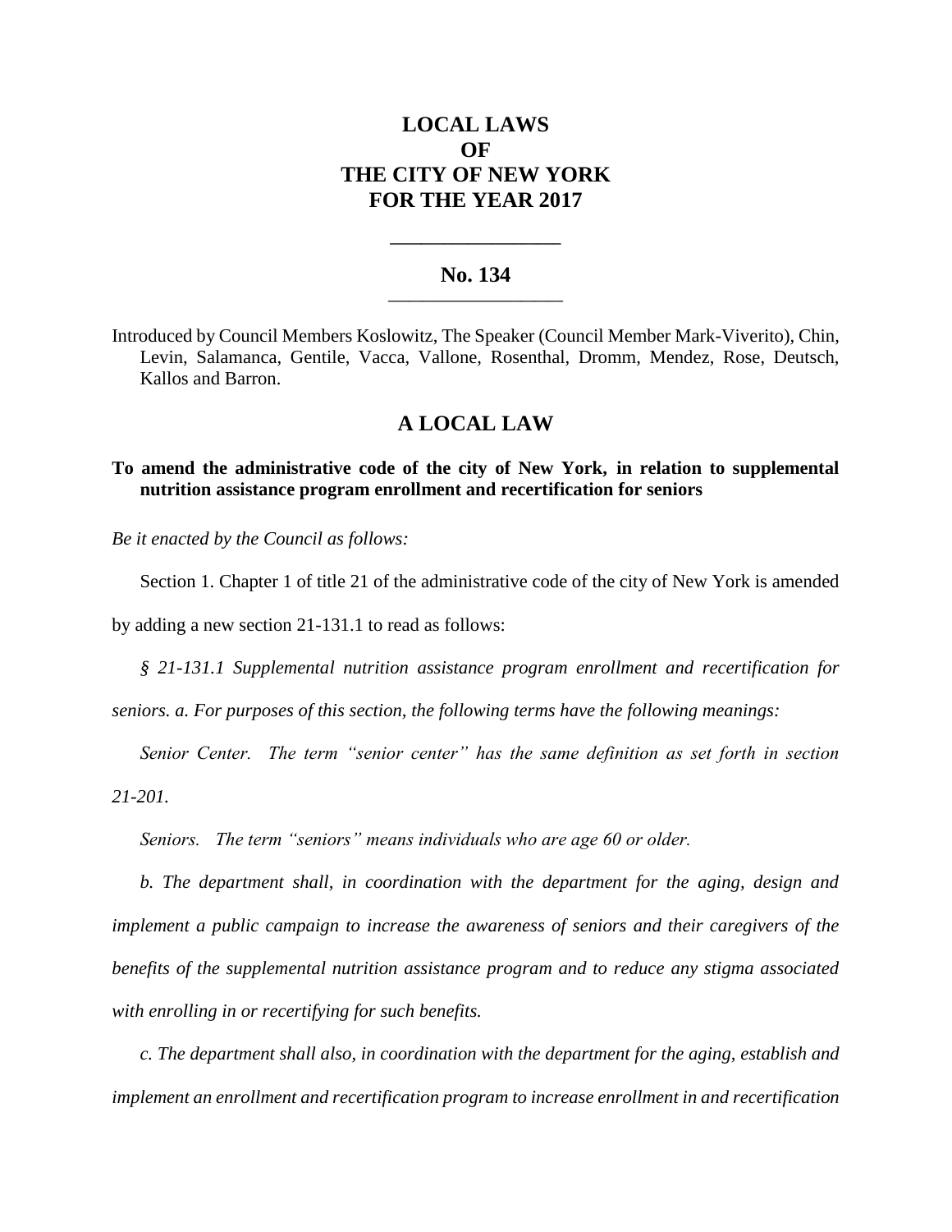# LOCAL LAWS
# OF
# THE CITY OF NEW YORK
# FOR THE YEAR 2017

---

## No. 134

---

Introduced by Council Members Koslowitz, The Speaker (Council Member Mark-Viverito), Chin, Levin, Salamanca, Gentile, Vacca, Vallone, Rosenthal, Dromm, Mendez, Rose, Deutsch, Kallos and Barron.

## A LOCAL LAW

**To amend the administrative code of the city of New York, in relation to supplemental nutrition assistance program enrollment and recertification for seniors**

*Be it enacted by the Council as follows:*

Section 1. Chapter 1 of title 21 of the administrative code of the city of New York is amended by adding a new section 21-131.1 to read as follows:

*§ 21-131.1 Supplemental nutrition assistance program enrollment and recertification for seniors. a. For purposes of this section, the following terms have the following meanings:*

*Senior Center. The term "senior center" has the same definition as set forth in section 21-201.*

*Seniors. The term "seniors" means individuals who are age 60 or older.*

*b. The department shall, in coordination with the department for the aging, design and implement a public campaign to increase the awareness of seniors and their caregivers of the benefits of the supplemental nutrition assistance program and to reduce any stigma associated with enrolling in or recertifying for such benefits.*

*c. The department shall also, in coordination with the department for the aging, establish and implement an enrollment and recertification program to increase enrollment in and recertification*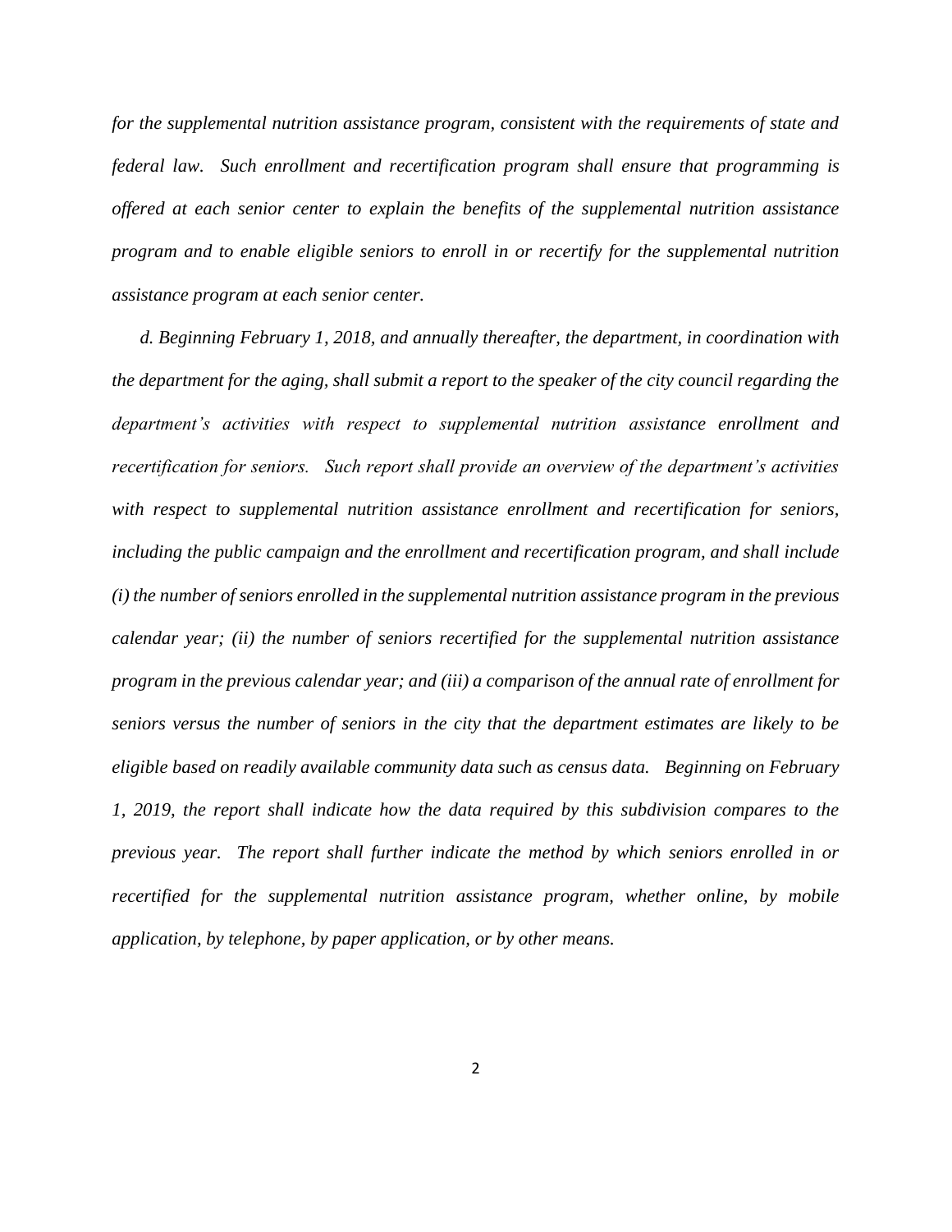*for the supplemental nutrition assistance program, consistent with the requirements of state and federal law. Such enrollment and recertification program shall ensure that programming is offered at each senior center to explain the benefits of the supplemental nutrition assistance program and to enable eligible seniors to enroll in or recertify for the supplemental nutrition assistance program at each senior center.*

*d. Beginning February 1, 2018, and annually thereafter, the department, in coordination with the department for the aging, shall submit a report to the speaker of the city council regarding the department's activities with respect to supplemental nutrition assistance enrollment and recertification for seniors. Such report shall provide an overview of the department's activities with respect to supplemental nutrition assistance enrollment and recertification for seniors, including the public campaign and the enrollment and recertification program, and shall include (i) the number of seniors enrolled in the supplemental nutrition assistance program in the previous calendar year; (ii) the number of seniors recertified for the supplemental nutrition assistance program in the previous calendar year; and (iii) a comparison of the annual rate of enrollment for seniors versus the number of seniors in the city that the department estimates are likely to be eligible based on readily available community data such as census data. Beginning on February 1, 2019, the report shall indicate how the data required by this subdivision compares to the previous year. The report shall further indicate the method by which seniors enrolled in or recertified for the supplemental nutrition assistance program, whether online, by mobile application, by telephone, by paper application, or by other means.*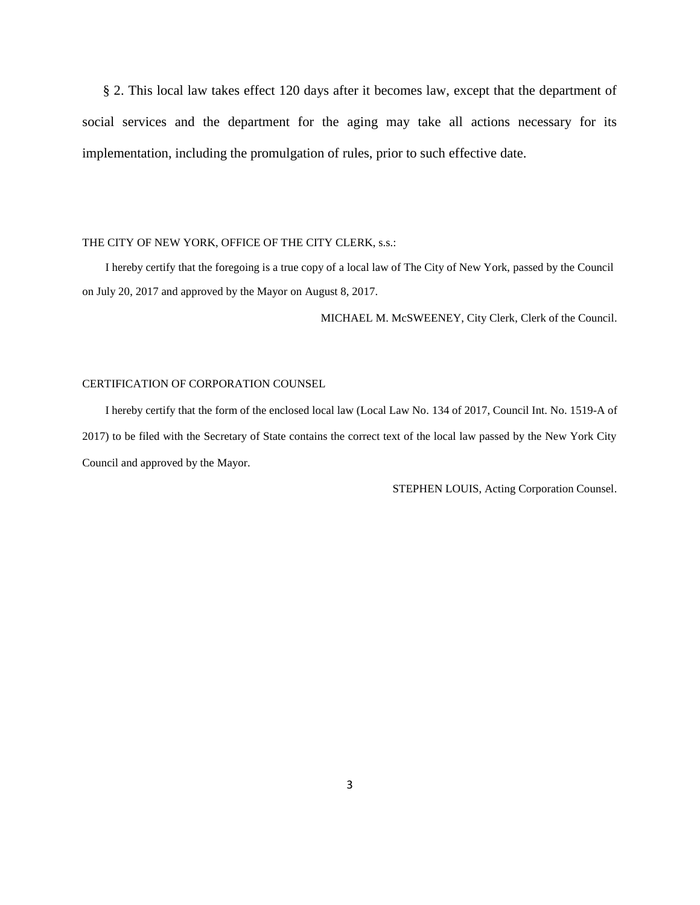§ 2. This local law takes effect 120 days after it becomes law, except that the department of social services and the department for the aging may take all actions necessary for its implementation, including the promulgation of rules, prior to such effective date.

THE CITY OF NEW YORK, OFFICE OF THE CITY CLERK, s.s.:

I hereby certify that the foregoing is a true copy of a local law of The City of New York, passed by the Council on July 20, 2017 and approved by the Mayor on August 8, 2017.

MICHAEL M. McSWEENEY, City Clerk, Clerk of the Council.

CERTIFICATION OF CORPORATION COUNSEL

I hereby certify that the form of the enclosed local law (Local Law No. 134 of 2017, Council Int. No. 1519-A of 2017) to be filed with the Secretary of State contains the correct text of the local law passed by the New York City Council and approved by the Mayor.

STEPHEN LOUIS, Acting Corporation Counsel.